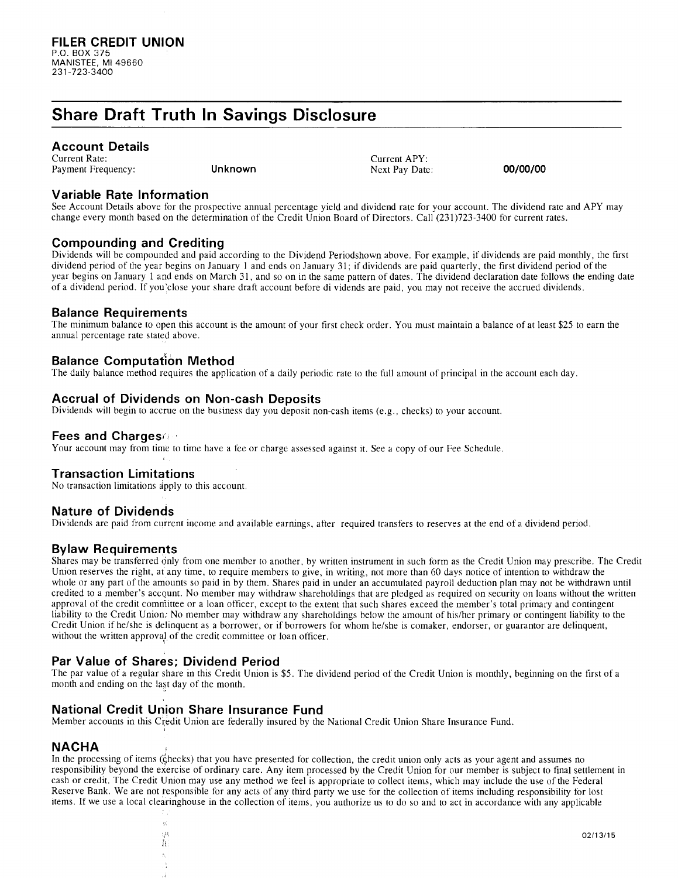## FILER CREDIT UNION

P.O. BOX 375
MANISTEE, MI 49660
231-723-3400

# Share Draft Truth In Savings Disclosure

### Account Details

| | | | |
|---|---|---|---|
| Current Rate: | | Current APY: | |
| Payment Frequency: | **Unknown** | Next Pay Date: | **00/00/00** |

### Variable Rate Information

See Account Details above for the prospective annual percentage yield and dividend rate for your account. The dividend rate and APY may change every month based on the determination of the Credit Union Board of Directors. Call (231)723-3400 for current rates.

### Compounding and Crediting

Dividends will be compounded and paid according to the Dividend Periodshown above. For example, if dividends are paid monthly, the first dividend period of the year begins on January 1 and ends on January 31; if dividends are paid quarterly, the first dividend period of the year begins on January 1 and ends on March 31, and so on in the same pattern of dates. The dividend declaration date follows the ending date of a dividend period. If you close your share draft account before di vidends are paid, you may not receive the accrued dividends.

### Balance Requirements

The minimum balance to open this account is the amount of your first check order. You must maintain a balance of at least $25 to earn the annual percentage rate stated above.

### Balance Computation Method

The daily balance method requires the application of a daily periodic rate to the full amount of principal in the account each day.

### Accrual of Dividends on Non-cash Deposits

Dividends will begin to accrue on the business day you deposit non-cash items (e.g., checks) to your account.

### Fees and Charges

Your account may from time to time have a fee or charge assessed against it. See a copy of our Fee Schedule.

### Transaction Limitations

No transaction limitations apply to this account.

### Nature of Dividends

Dividends are paid from current income and available earnings, after required transfers to reserves at the end of a dividend period.

### Bylaw Requirements

Shares may be transferred only from one member to another, by written instrument in such form as the Credit Union may prescribe. The Credit Union reserves the right, at any time, to require members to give, in writing, not more than 60 days notice of intention to withdraw the whole or any part of the amounts so paid in by them. Shares paid in under an accumulated payroll deduction plan may not be withdrawn until credited to a member's account. No member may withdraw shareholdings that are pledged as required on security on loans without the written approval of the credit committee or a loan officer, except to the extent that such shares exceed the member's total primary and contingent liability to the Credit Union. No member may withdraw any shareholdings below the amount of his/her primary or contingent liability to the Credit Union if he/she is delinquent as a borrower, or if borrowers for whom he/she is comaker, endorser, or guarantor are delinquent, without the written approval of the credit committee or loan officer.

### Par Value of Shares; Dividend Period

The par value of a regular share in this Credit Union is $5. The dividend period of the Credit Union is monthly, beginning on the first of a month and ending on the last day of the month.

### National Credit Union Share Insurance Fund

Member accounts in this Credit Union are federally insured by the National Credit Union Share Insurance Fund.

### NACHA

In the processing of items (checks) that you have presented for collection, the credit union only acts as your agent and assumes no responsibility beyond the exercise of ordinary care. Any item processed by the Credit Union for our member is subject to final settlement in cash or credit. The Credit Union may use any method we feel is appropriate to collect items, which may include the use of the Federal Reserve Bank. We are not responsible for any acts of any third party we use for the collection of items including responsibility for lost items. If we use a local clearinghouse in the collection of items, you authorize us to do so and to act in accordance with any applicable

02/13/15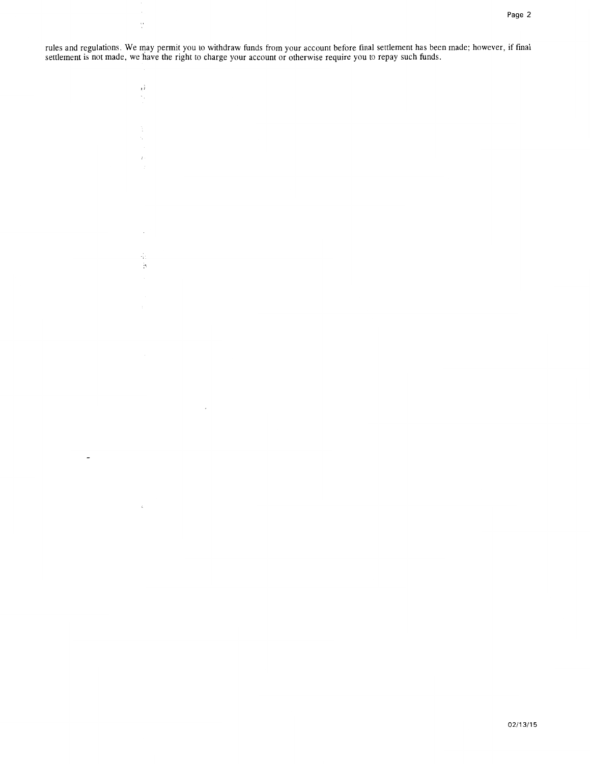rules and regulations. We may permit you to withdraw funds from your account before final settlement has been made; however, if final settlement is not made, we have the right to charge your account or otherwise require you to repay such funds.